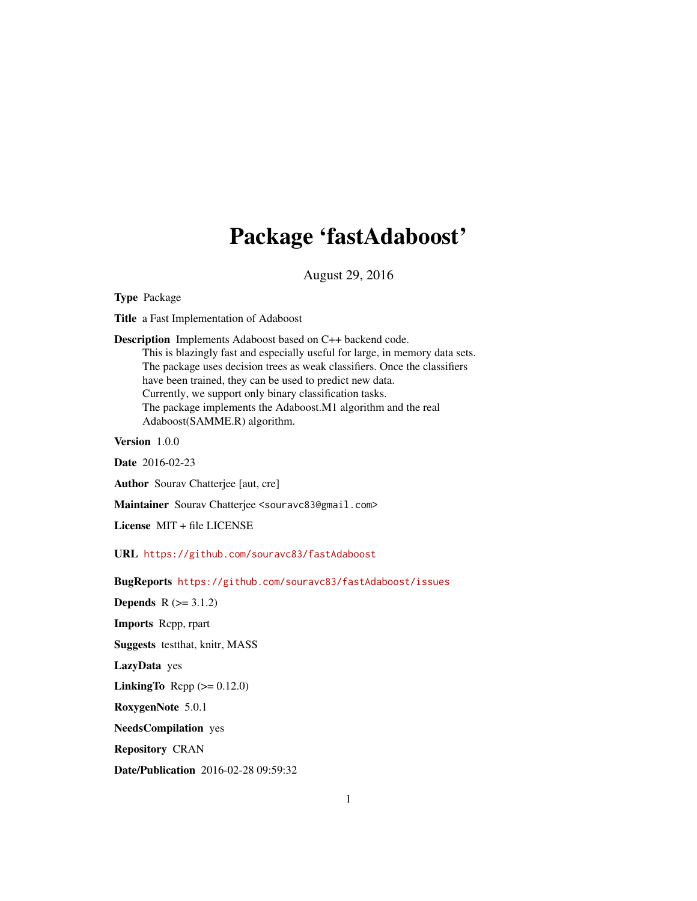# Package 'fastAdaboost'

August 29, 2016

**Type** Package

**Title** a Fast Implementation of Adaboost

**Description** Implements Adaboost based on C++ backend code.
This is blazingly fast and especially useful for large, in memory data sets.
The package uses decision trees as weak classifiers. Once the classifiers
have been trained, they can be used to predict new data.
Currently, we support only binary classification tasks.
The package implements the Adaboost.M1 algorithm and the real
Adaboost(SAMME.R) algorithm.

**Version** 1.0.0

**Date** 2016-02-23

**Author** Sourav Chatterjee [aut, cre]

**Maintainer** Sourav Chatterjee <souravc83@gmail.com>

**License** MIT + file LICENSE

**URL** https://github.com/souravc83/fastAdaboost

**BugReports** https://github.com/souravc83/fastAdaboost/issues

**Depends** R (>= 3.1.2)

**Imports** Rcpp, rpart

**Suggests** testthat, knitr, MASS

**LazyData** yes

**LinkingTo** Rcpp (>= 0.12.0)

**RoxygenNote** 5.0.1

**NeedsCompilation** yes

**Repository** CRAN

**Date/Publication** 2016-02-28 09:59:32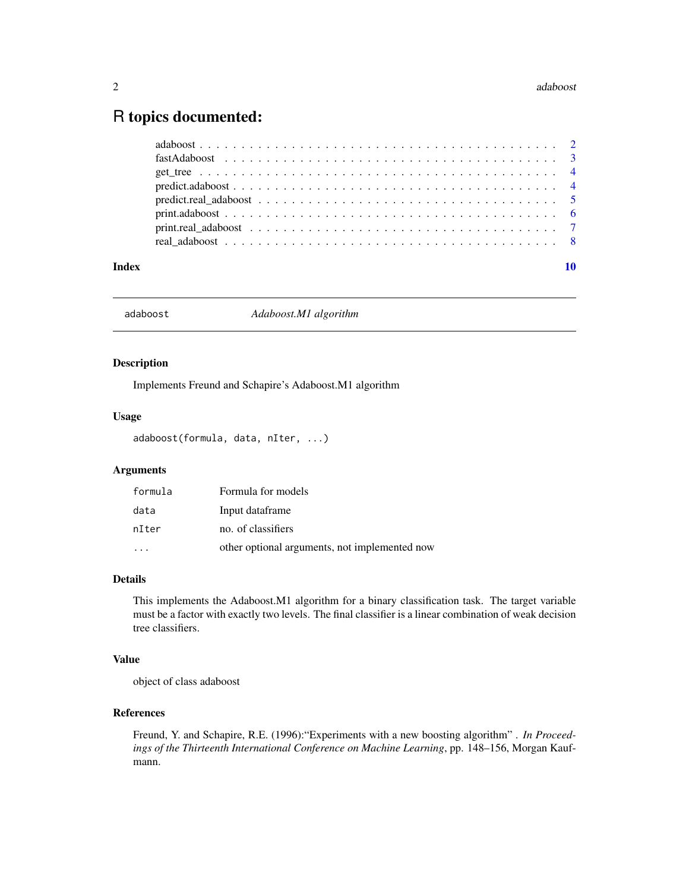# R topics documented:

| | |
|---|---|
| adaboost | 2 |
| fastAdaboost | 3 |
| get_tree | 4 |
| predict.adaboost | 4 |
| predict.real_adaboost | 5 |
| print.adaboost | 6 |
| print.real_adaboost | 7 |
| real_adaboost | 8 |
| **Index** | **10** |

---

`adaboost` *Adaboost.M1 algorithm*

---

### Description

Implements Freund and Schapire's Adaboost.M1 algorithm

### Usage

```
adaboost(formula, data, nIter, ...)
```

### Arguments

| | |
|---|---|
| `formula` | Formula for models |
| `data` | Input dataframe |
| `nIter` | no. of classifiers |
| `...` | other optional arguments, not implemented now |

### Details

This implements the Adaboost.M1 algorithm for a binary classification task. The target variable must be a factor with exactly two levels. The final classifier is a linear combination of weak decision tree classifiers.

### Value

object of class adaboost

### References

Freund, Y. and Schapire, R.E. (1996):"Experiments with a new boosting algorithm" . *In Proceedings of the Thirteenth International Conference on Machine Learning*, pp. 148–156, Morgan Kaufmann.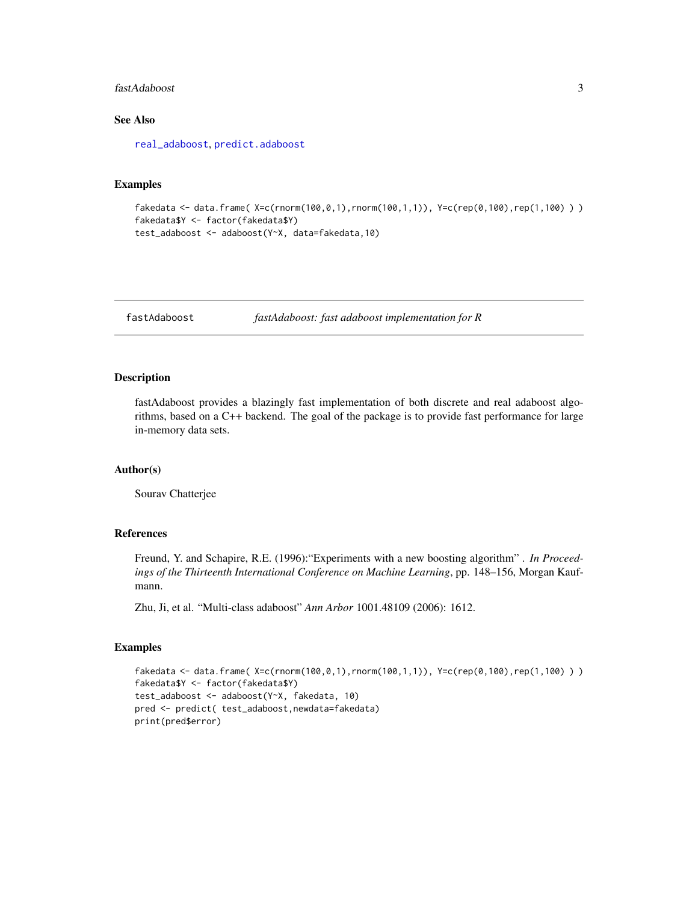### See Also

real_adaboost, predict.adaboost

### Examples

```
fakedata <- data.frame( X=c(rnorm(100,0,1),rnorm(100,1,1)), Y=c(rep(0,100),rep(1,100) ) )
fakedata$Y <- factor(fakedata$Y)
test_adaboost <- adaboost(Y~X, data=fakedata,10)
```

---

## fastAdaboost    *fastAdaboost: fast adaboost implementation for R*

---

### Description

fastAdaboost provides a blazingly fast implementation of both discrete and real adaboost algorithms, based on a C++ backend. The goal of the package is to provide fast performance for large in-memory data sets.

### Author(s)

Sourav Chatterjee

### References

Freund, Y. and Schapire, R.E. (1996):"Experiments with a new boosting algorithm" . *In Proceedings of the Thirteenth International Conference on Machine Learning*, pp. 148–156, Morgan Kaufmann.

Zhu, Ji, et al. "Multi-class adaboost" *Ann Arbor* 1001.48109 (2006): 1612.

### Examples

```
fakedata <- data.frame( X=c(rnorm(100,0,1),rnorm(100,1,1)), Y=c(rep(0,100),rep(1,100) ) )
fakedata$Y <- factor(fakedata$Y)
test_adaboost <- adaboost(Y~X, fakedata, 10)
pred <- predict( test_adaboost,newdata=fakedata)
print(pred$error)
```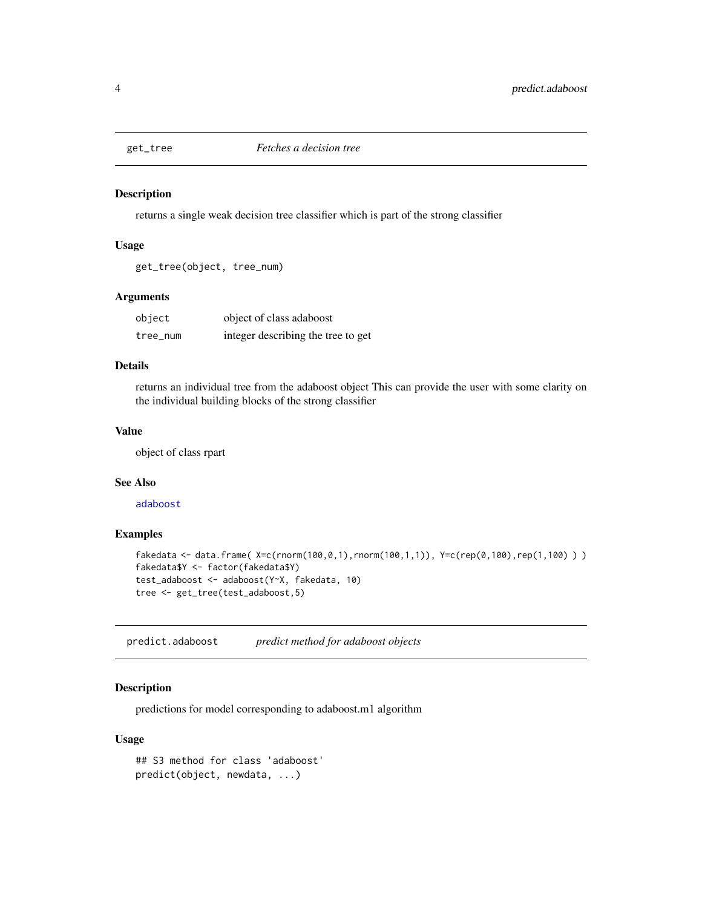## get_tree *Fetches a decision tree*

### Description

returns a single weak decision tree classifier which is part of the strong classifier

### Usage

```
get_tree(object, tree_num)
```

### Arguments

| | |
|---|---|
| object | object of class adaboost |
| tree_num | integer describing the tree to get |

### Details

returns an individual tree from the adaboost object This can provide the user with some clarity on the individual building blocks of the strong classifier

### Value

object of class rpart

### See Also

adaboost

### Examples

```
fakedata <- data.frame( X=c(rnorm(100,0,1),rnorm(100,1,1)), Y=c(rep(0,100),rep(1,100) ) )
fakedata$Y <- factor(fakedata$Y)
test_adaboost <- adaboost(Y~X, fakedata, 10)
tree <- get_tree(test_adaboost,5)
```

## predict.adaboost *predict method for adaboost objects*

### Description

predictions for model corresponding to adaboost.m1 algorithm

### Usage

```
## S3 method for class 'adaboost'
predict(object, newdata, ...)
```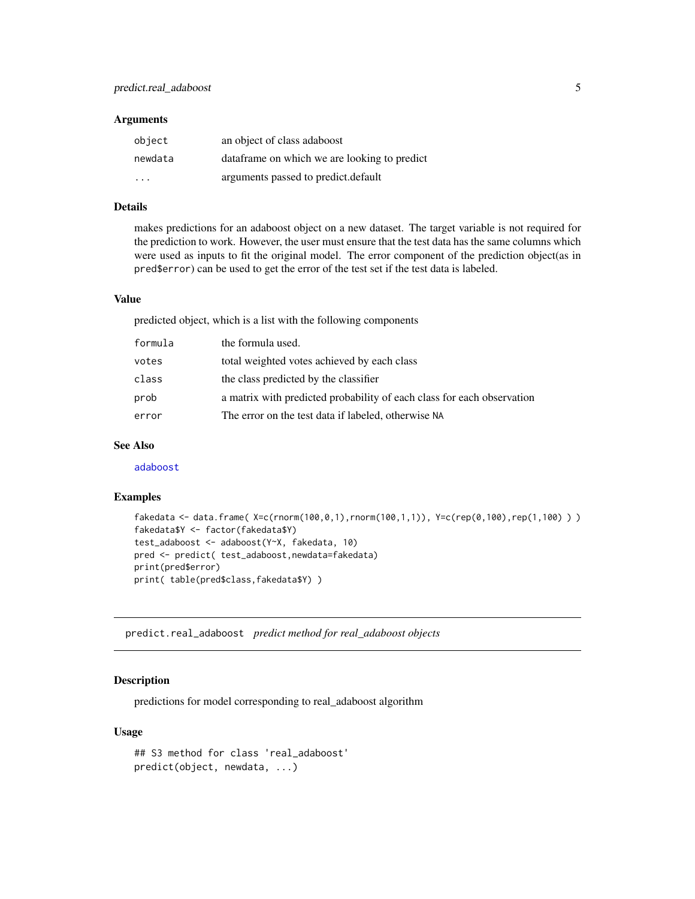### Arguments

| | |
|---|---|
| object | an object of class adaboost |
| newdata | dataframe on which we are looking to predict |
| ... | arguments passed to predict.default |

### Details

makes predictions for an adaboost object on a new dataset. The target variable is not required for the prediction to work. However, the user must ensure that the test data has the same columns which were used as inputs to fit the original model. The error component of the prediction object(as in `pred$error`) can be used to get the error of the test set if the test data is labeled.

### Value

predicted object, which is a list with the following components

| | |
|---|---|
| formula | the formula used. |
| votes | total weighted votes achieved by each class |
| class | the class predicted by the classifier |
| prob | a matrix with predicted probability of each class for each observation |
| error | The error on the test data if labeled, otherwise NA |

### See Also

adaboost

### Examples

```
fakedata <- data.frame( X=c(rnorm(100,0,1),rnorm(100,1,1)), Y=c(rep(0,100),rep(1,100) ) )
fakedata$Y <- factor(fakedata$Y)
test_adaboost <- adaboost(Y~X, fakedata, 10)
pred <- predict( test_adaboost,newdata=fakedata)
print(pred$error)
print( table(pred$class,fakedata$Y) )
```

---

## predict.real_adaboost *predict method for real_adaboost objects*

### Description

predictions for model corresponding to real_adaboost algorithm

### Usage

```
## S3 method for class 'real_adaboost'
predict(object, newdata, ...)
```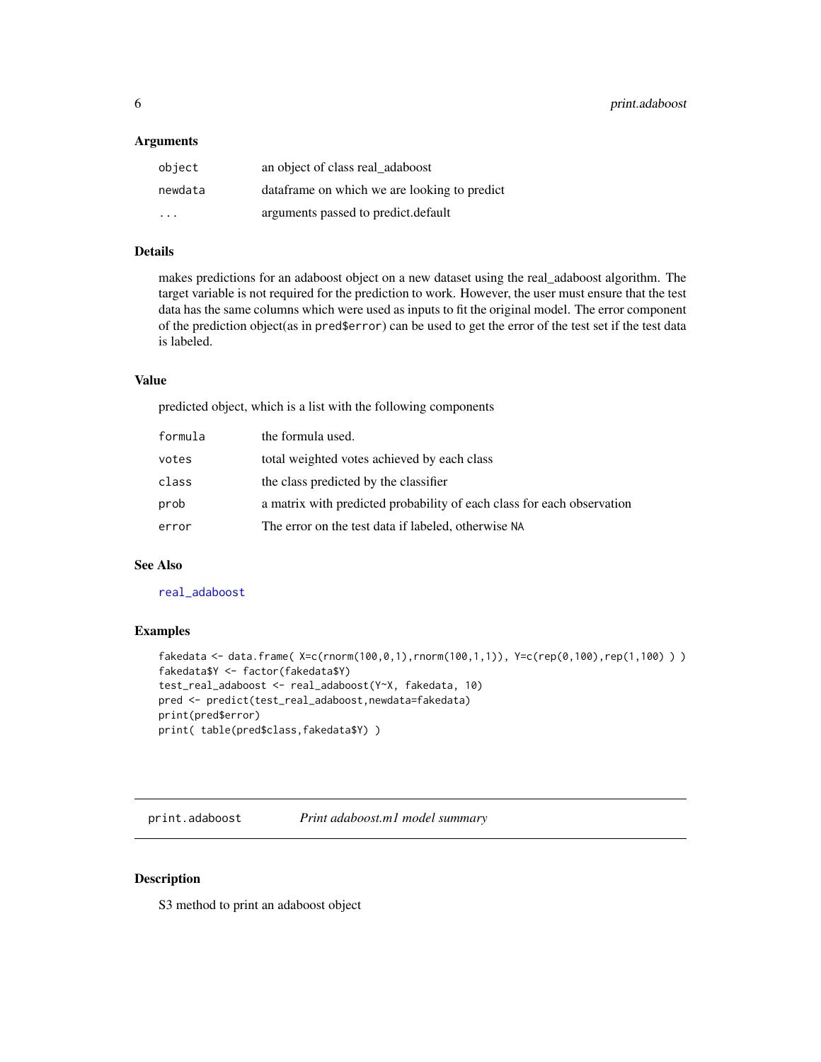### Arguments

| | |
|---|---|
| `object` | an object of class real_adaboost |
| `newdata` | dataframe on which we are looking to predict |
| `...` | arguments passed to predict.default |

### Details

makes predictions for an adaboost object on a new dataset using the real_adaboost algorithm. The target variable is not required for the prediction to work. However, the user must ensure that the test data has the same columns which were used as inputs to fit the original model. The error component of the prediction object(as in `pred$error`) can be used to get the error of the test set if the test data is labeled.

### Value

predicted object, which is a list with the following components

| | |
|---|---|
| `formula` | the formula used. |
| `votes` | total weighted votes achieved by each class |
| `class` | the class predicted by the classifier |
| `prob` | a matrix with predicted probability of each class for each observation |
| `error` | The error on the test data if labeled, otherwise `NA` |

### See Also

`real_adaboost`

### Examples

```
fakedata <- data.frame( X=c(rnorm(100,0,1),rnorm(100,1,1)), Y=c(rep(0,100),rep(1,100) ) )
fakedata$Y <- factor(fakedata$Y)
test_real_adaboost <- real_adaboost(Y~X, fakedata, 10)
pred <- predict(test_real_adaboost,newdata=fakedata)
print(pred$error)
print( table(pred$class,fakedata$Y) )
```

---

## print.adaboost — *Print adaboost.m1 model summary*

### Description

S3 method to print an adaboost object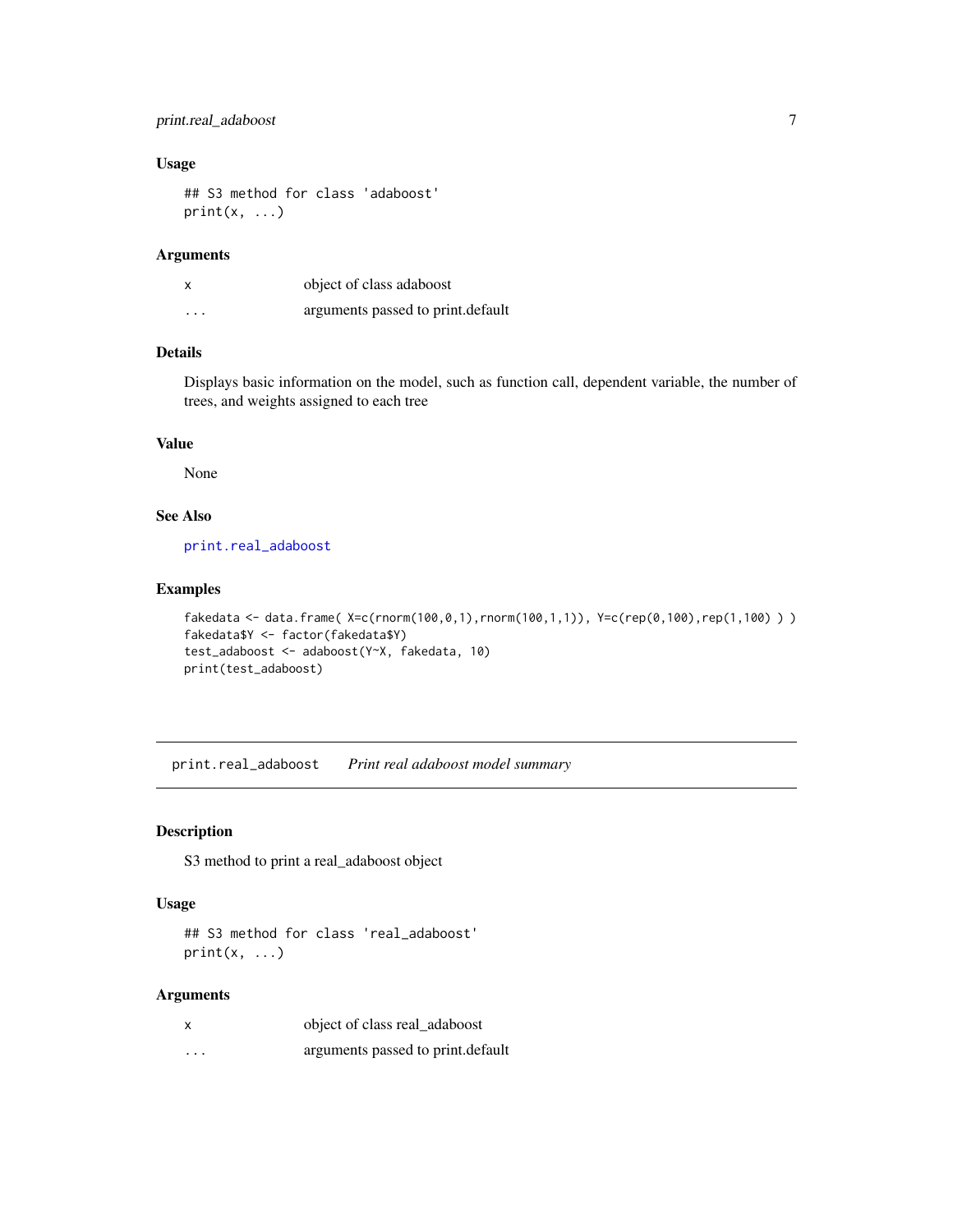### Usage

```
## S3 method for class 'adaboost'
print(x, ...)
```

### Arguments

| | |
|---|---|
| x | object of class adaboost |
| ... | arguments passed to print.default |

### Details

Displays basic information on the model, such as function call, dependent variable, the number of trees, and weights assigned to each tree

### Value

None

### See Also

print.real_adaboost

### Examples

```
fakedata <- data.frame( X=c(rnorm(100,0,1),rnorm(100,1,1)), Y=c(rep(0,100),rep(1,100) ) )
fakedata$Y <- factor(fakedata$Y)
test_adaboost <- adaboost(Y~X, fakedata, 10)
print(test_adaboost)
```

---

## print.real_adaboost *Print real adaboost model summary*

### Description

S3 method to print a real_adaboost object

### Usage

```
## S3 method for class 'real_adaboost'
print(x, ...)
```

### Arguments

| | |
|---|---|
| x | object of class real_adaboost |
| ... | arguments passed to print.default |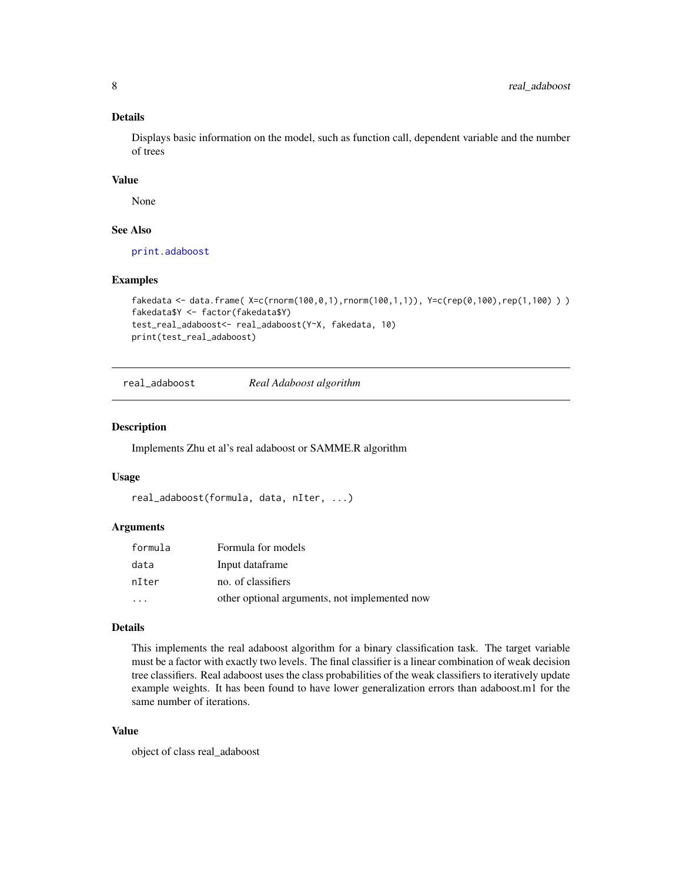### Details

Displays basic information on the model, such as function call, dependent variable and the number of trees

### Value

None

### See Also

print.adaboost

### Examples

```
fakedata <- data.frame( X=c(rnorm(100,0,1),rnorm(100,1,1)), Y=c(rep(0,100),rep(1,100) ) )
fakedata$Y <- factor(fakedata$Y)
test_real_adaboost<- real_adaboost(Y~X, fakedata, 10)
print(test_real_adaboost)
```

---

## real_adaboost — *Real Adaboost algorithm*

### Description

Implements Zhu et al's real adaboost or SAMME.R algorithm

### Usage

```
real_adaboost(formula, data, nIter, ...)
```

### Arguments

| | |
|---|---|
| formula | Formula for models |
| data | Input dataframe |
| nIter | no. of classifiers |
| ... | other optional arguments, not implemented now |

### Details

This implements the real adaboost algorithm for a binary classification task. The target variable must be a factor with exactly two levels. The final classifier is a linear combination of weak decision tree classifiers. Real adaboost uses the class probabilities of the weak classifiers to iteratively update example weights. It has been found to have lower generalization errors than adaboost.m1 for the same number of iterations.

### Value

object of class real_adaboost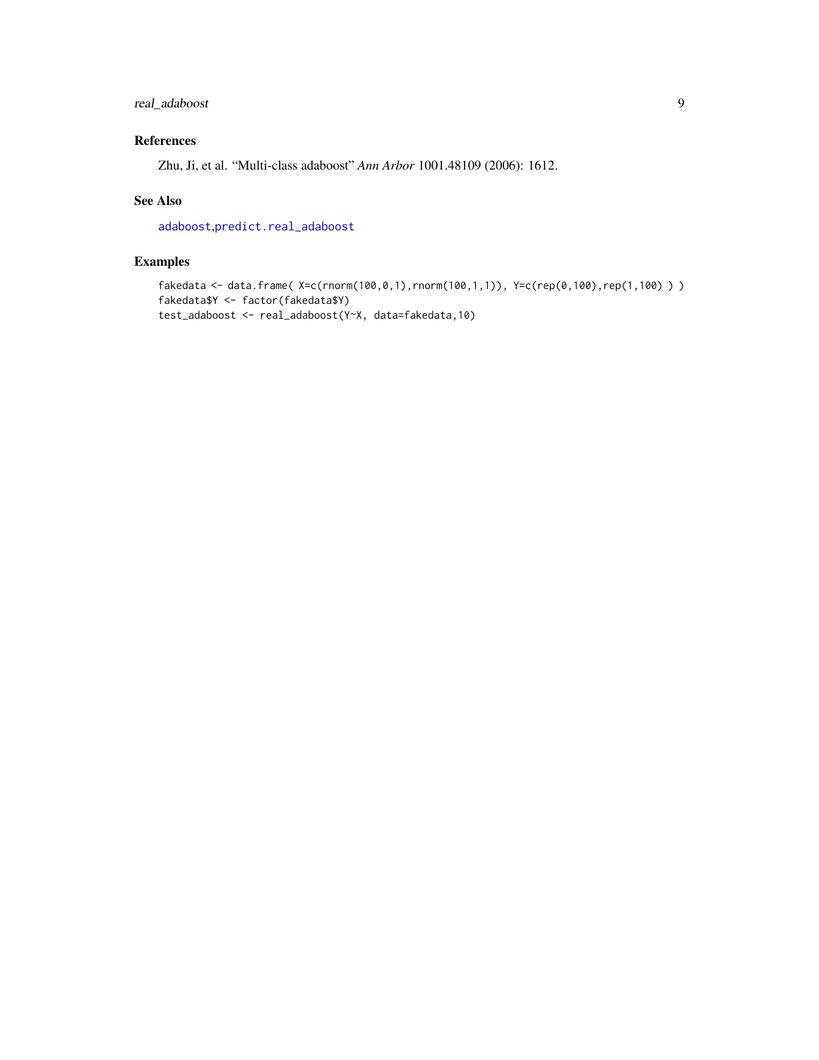### References

Zhu, Ji, et al. "Multi-class adaboost" *Ann Arbor* 1001.48109 (2006): 1612.

### See Also

adaboost,predict.real_adaboost

### Examples

```
fakedata <- data.frame( X=c(rnorm(100,0,1),rnorm(100,1,1)), Y=c(rep(0,100),rep(1,100) ) )
fakedata$Y <- factor(fakedata$Y)
test_adaboost <- real_adaboost(Y~X, data=fakedata,10)
```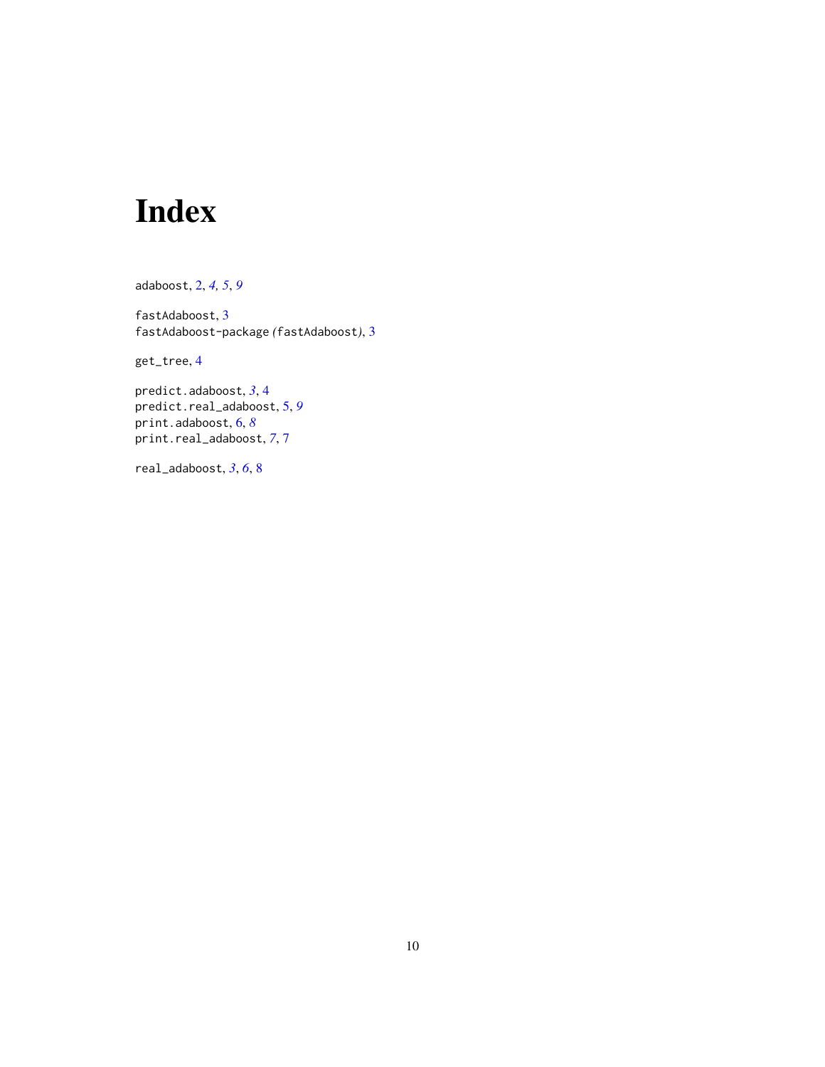# Index

adaboost, 2, *4, 5*, *9*

fastAdaboost, 3
fastAdaboost-package *(*fastAdaboost*)*, 3

get_tree, 4

predict.adaboost, *3*, 4
predict.real_adaboost, 5, *9*
print.adaboost, 6, *8*
print.real_adaboost, *7*, 7

real_adaboost, *3*, *6*, 8